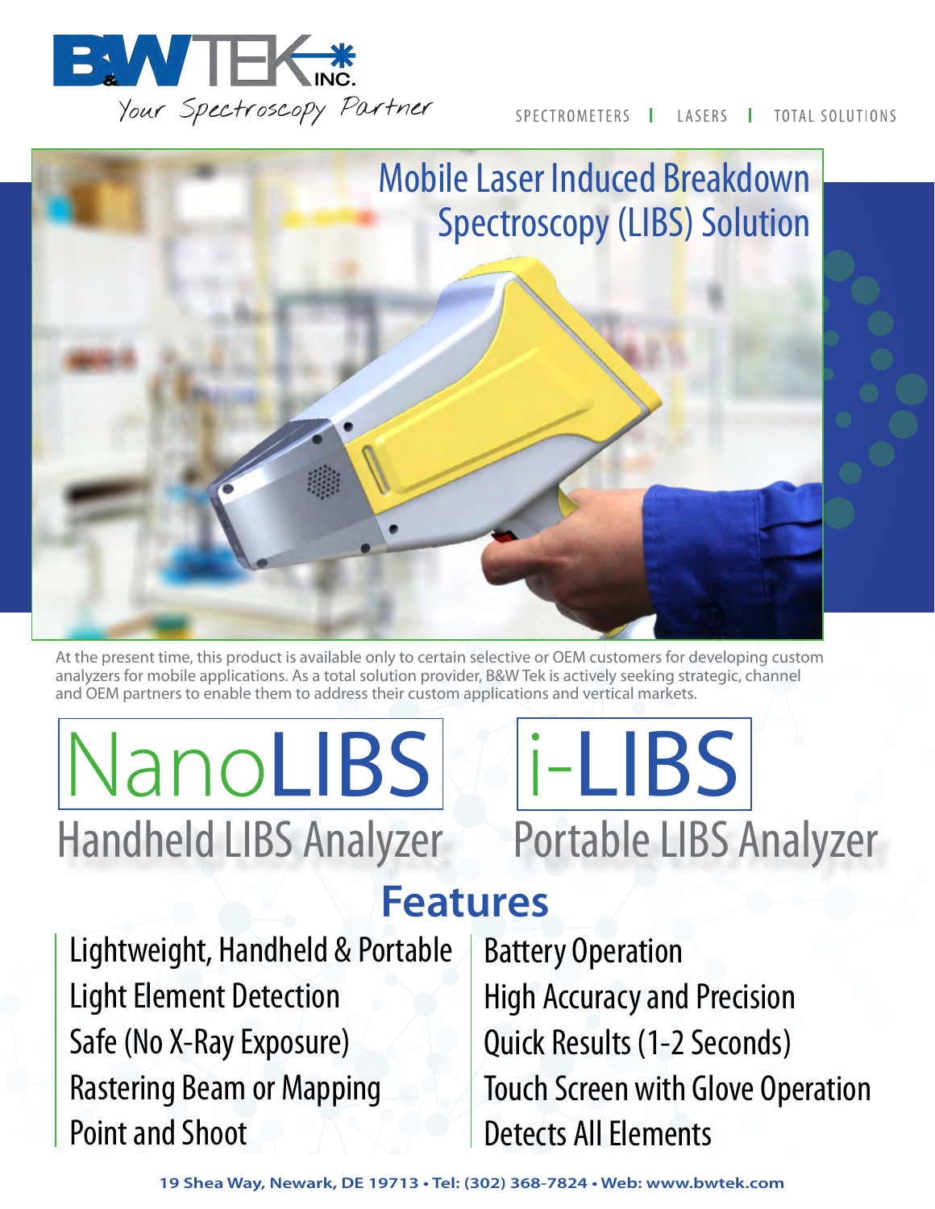B&W TEK INC.

Your Spectroscopy Partner

SPECTROMETERS | LASERS | TOTAL SOLUTIONS

# Mobile Laser Induced Breakdown Spectroscopy (LIBS) Solution

At the present time, this product is available only to certain selective or OEM customers for developing custom analyzers for mobile applications. As a total solution provider, B&W Tek is actively seeking strategic, channel and OEM partners to enable them to address their custom applications and vertical markets.

## NanoLIBS

Handheld LIBS Analyzer

## i-LIBS

Portable LIBS Analyzer

## Features

- Lightweight, Handheld & Portable
- Light Element Detection
- Safe (No X-Ray Exposure)
- Rastering Beam or Mapping
- Point and Shoot
- Battery Operation
- High Accuracy and Precision
- Quick Results (1-2 Seconds)
- Touch Screen with Glove Operation
- Detects All Elements

**19 Shea Way, Newark, DE 19713 • Tel: (302) 368-7824 • Web: www.bwtek.com**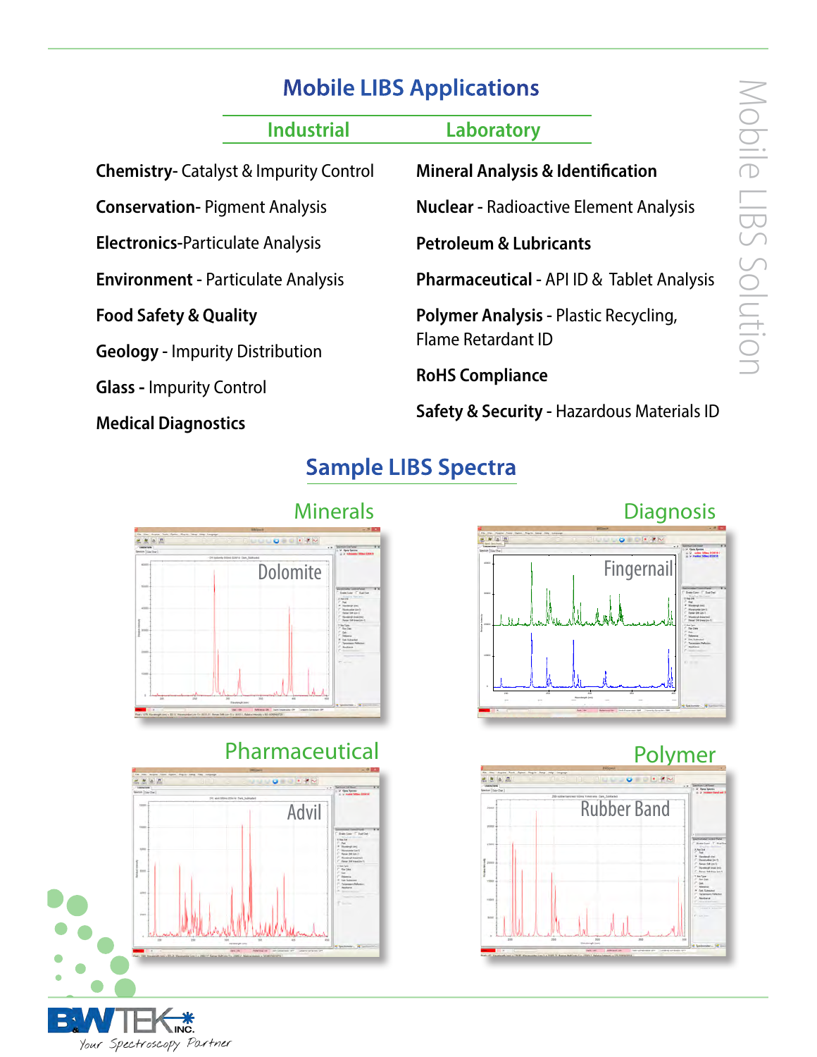# Mobile LIBS Applications

## Industrial

**Chemistry**- Catalyst & Impurity Control

**Conservation**- Pigment Analysis

**Electronics**-Particulate Analysis

**Environment** - Particulate Analysis

**Food Safety & Quality**

**Geology** - Impurity Distribution

**Glass -** Impurity Control

**Medical Diagnostics**

## Laboratory

**Mineral Analysis & Identification**

**Nuclear** - Radioactive Element Analysis

**Petroleum & Lubricants**

**Pharmaceutical** - API ID & Tablet Analysis

**Polymer Analysis** - Plastic Recycling, Flame Retardant ID

**RoHS Compliance**

**Safety & Security** - Hazardous Materials ID

Mobile LIBS Solution

# Sample LIBS Spectra

### Minerals

Dolomite

### Diagnosis

Fingernail

### Pharmaceutical

Advil

### Polymer

Rubber Band

B&W TEK INC.

*Your Spectroscopy Partner*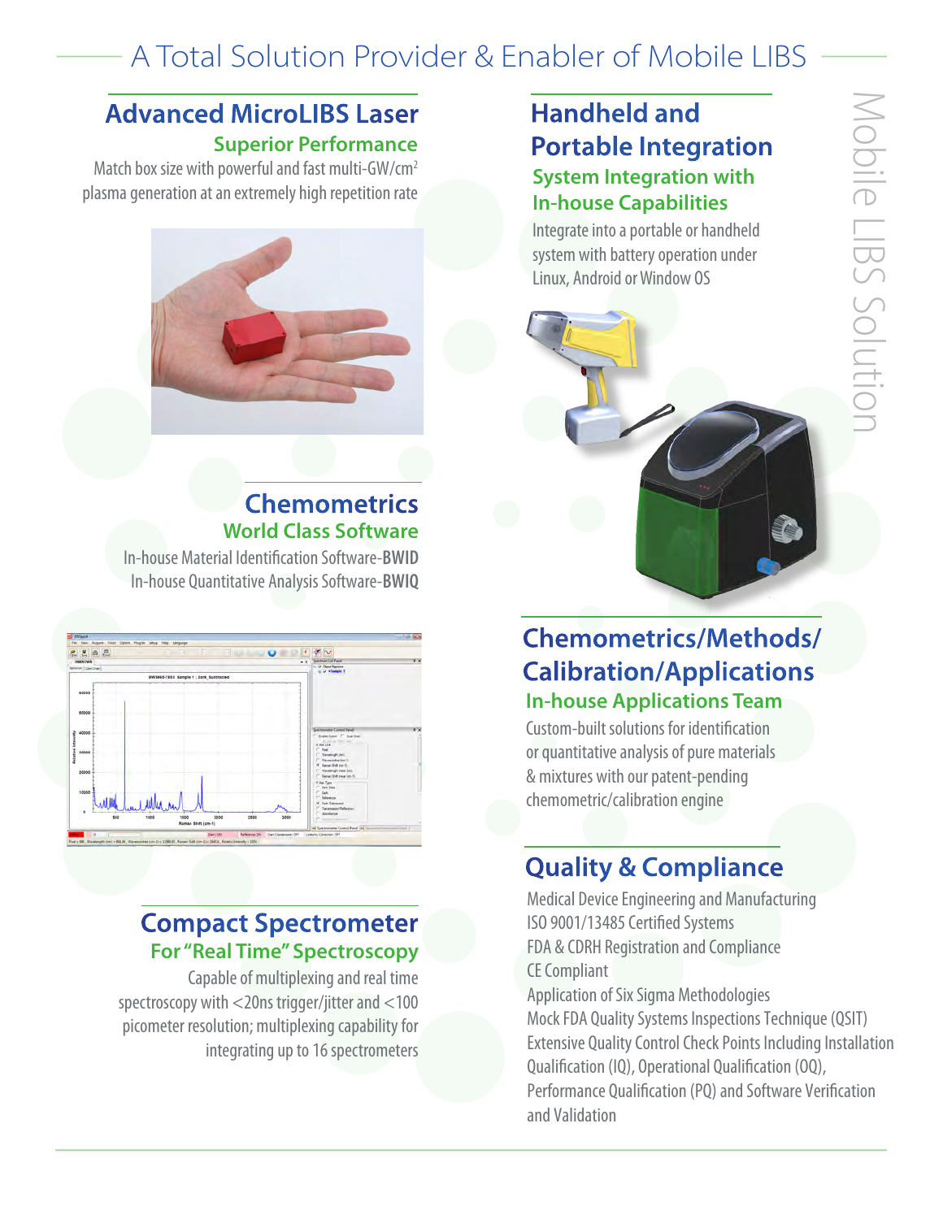# A Total Solution Provider & Enabler of Mobile LIBS

Mobile LIBS Solution

## Advanced MicroLIBS Laser

### Superior Performance

Match box size with powerful and fast multi-GW/cm$^2$ plasma generation at an extremely high repetition rate

## Chemometrics

### World Class Software

In-house Material Identification Software-**BWID**
In-house Quantitative Analysis Software-**BWIQ**

## Compact Spectrometer

### For "Real Time" Spectroscopy

Capable of multiplexing and real time spectroscopy with <20ns trigger/jitter and <100 picometer resolution; multiplexing capability for integrating up to 16 spectrometers

## Handheld and Portable Integration

### System Integration with In-house Capabilities

Integrate into a portable or handheld system with battery operation under Linux, Android or Window OS

## Chemometrics/Methods/ Calibration/Applications

### In-house Applications Team

Custom-built solutions for identification or quantitative analysis of pure materials & mixtures with our patent-pending chemometric/calibration engine

## Quality & Compliance

Medical Device Engineering and Manufacturing
ISO 9001/13485 Certified Systems
FDA & CDRH Registration and Compliance
CE Compliant
Application of Six Sigma Methodologies
Mock FDA Quality Systems Inspections Technique (QSIT)
Extensive Quality Control Check Points Including Installation Qualification (IQ), Operational Qualification (OQ), Performance Qualification (PQ) and Software Verification and Validation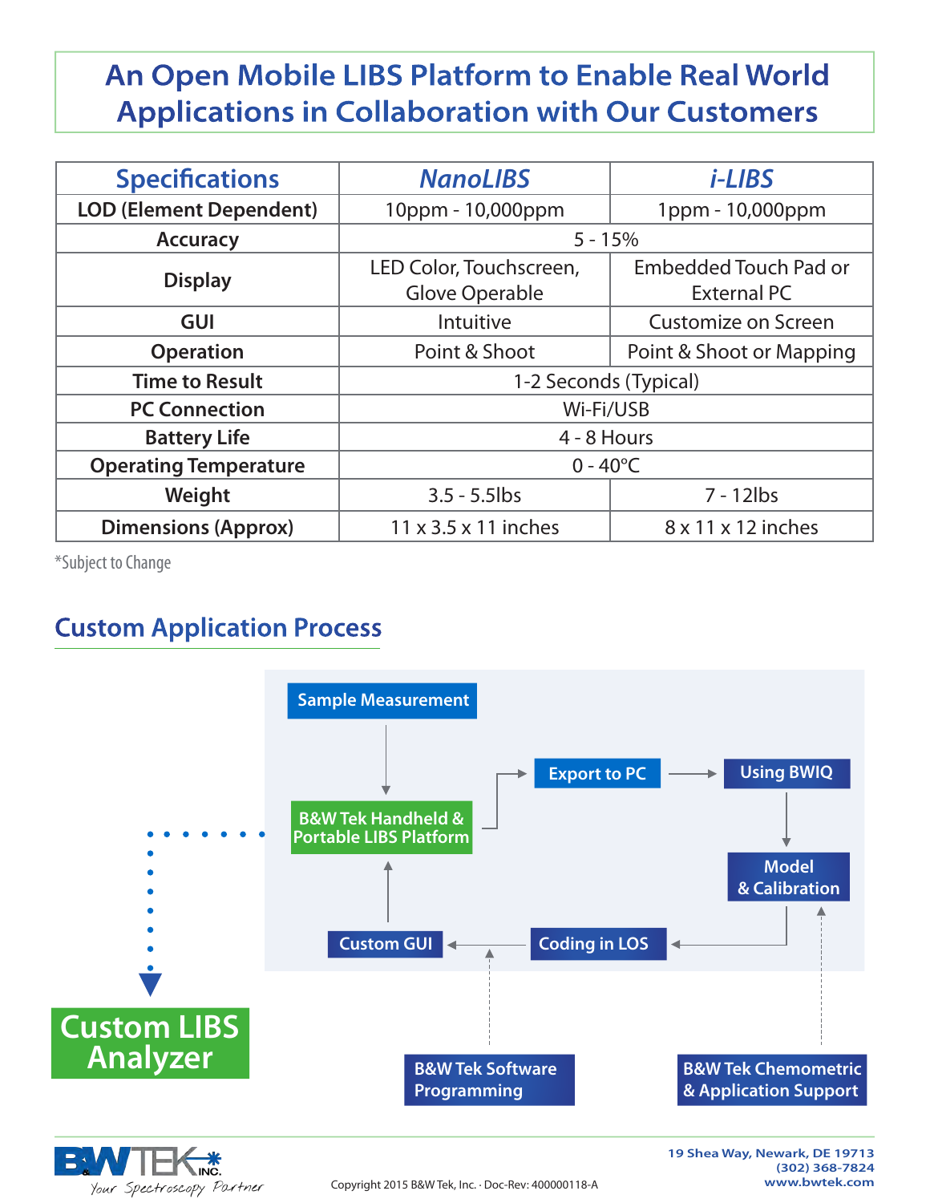# An Open Mobile LIBS Platform to Enable Real World Applications in Collaboration with Our Customers

| Specifications | *NanoLIBS* | *i-LIBS* |
|---|---|---|
| LOD (Element Dependent) | 10ppm - 10,000ppm | 1ppm - 10,000ppm |
| Accuracy | 5 - 15% | |
| Display | LED Color, Touchscreen, Glove Operable | Embedded Touch Pad or External PC |
| GUI | Intuitive | Customize on Screen |
| Operation | Point & Shoot | Point & Shoot or Mapping |
| Time to Result | 1-2 Seconds (Typical) | |
| PC Connection | Wi-Fi/USB | |
| Battery Life | 4 - 8 Hours | |
| Operating Temperature | 0 - 40°C | |
| Weight | 3.5 - 5.5lbs | 7 - 12lbs |
| Dimensions (Approx) | 11 x 3.5 x 11 inches | 8 x 11 x 12 inches |

*Subject to Change

## Custom Application Process

Sample Measurement

B&W Tek Handheld & Portable LIBS Platform

Export to PC

Using BWIQ

Model & Calibration

Coding in LOS

Custom GUI

B&W Tek Software Programming

B&W Tek Chemometric & Application Support

Custom LIBS Analyzer

Your Spectroscopy Partner

Copyright 2015 B&W Tek, Inc. · Doc-Rev: 400000118-A

19 Shea Way, Newark, DE 19713
(302) 368-7824
www.bwtek.com